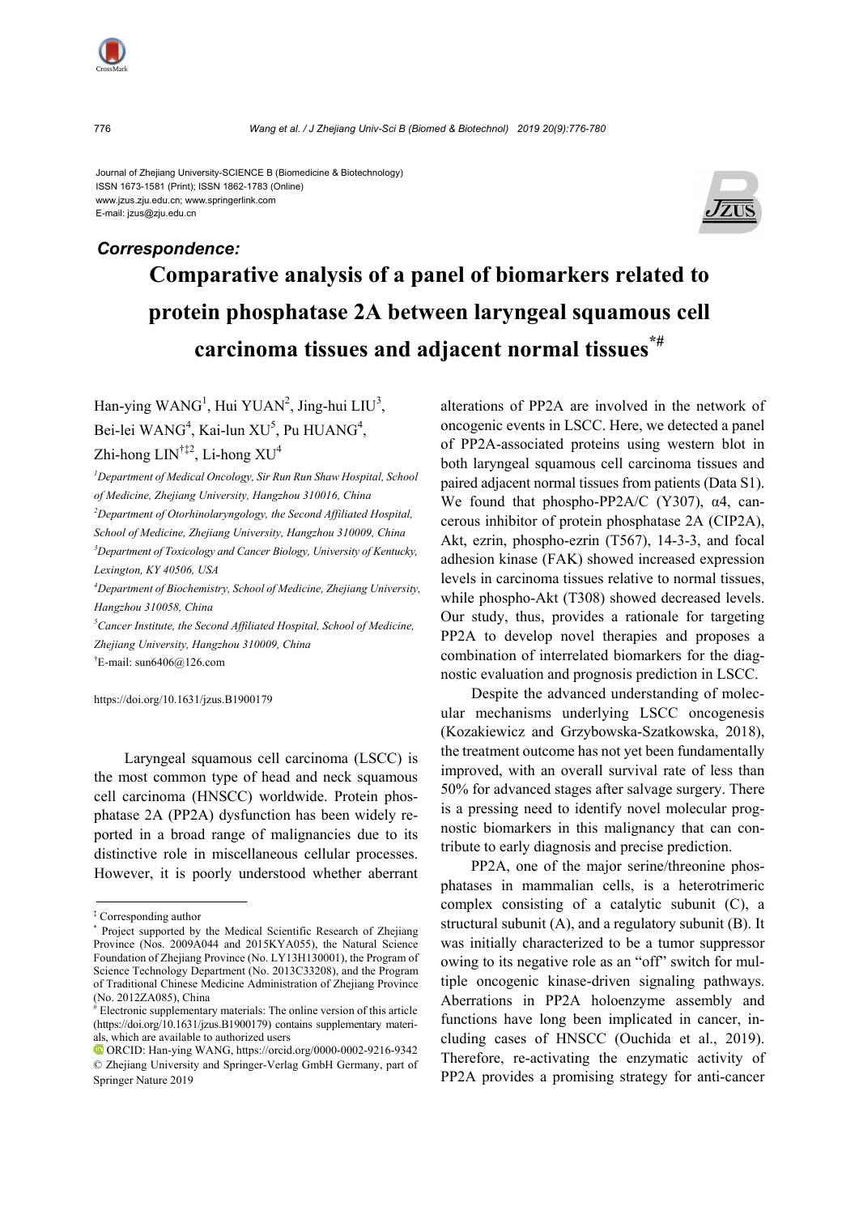Journal of Zhejiang University-SCIENCE B (Biomedicine & Biotechnology)
ISSN 1673-1581 (Print); ISSN 1862-1783 (Online)
www.jzus.zju.edu.cn; www.springerlink.com
E-mail: jzus@zju.edu.cn

***Correspondence:***

# Comparative analysis of a panel of biomarkers related to protein phosphatase 2A between laryngeal squamous cell carcinoma tissues and adjacent normal tissues[*#]

Han-ying WANG[1], Hui YUAN[2], Jing-hui LIU[3], Bei-lei WANG[4], Kai-lun XU[5], Pu HUANG[4], Zhi-hong LIN[†‡2], Li-hong XU[4]

[1]*Department of Medical Oncology, Sir Run Run Shaw Hospital, School of Medicine, Zhejiang University, Hangzhou 310016, China*

[2]*Department of Otorhinolaryngology, the Second Affiliated Hospital, School of Medicine, Zhejiang University, Hangzhou 310009, China*

[3]*Department of Toxicology and Cancer Biology, University of Kentucky, Lexington, KY 40506, USA*

[4]*Department of Biochemistry, School of Medicine, Zhejiang University, Hangzhou 310058, China*

[5]*Cancer Institute, the Second Affiliated Hospital, School of Medicine, Zhejiang University, Hangzhou 310009, China*

[†]E-mail: sun6406@126.com

https://doi.org/10.1631/jzus.B1900179

Laryngeal squamous cell carcinoma (LSCC) is the most common type of head and neck squamous cell carcinoma (HNSCC) worldwide. Protein phosphatase 2A (PP2A) dysfunction has been widely reported in a broad range of malignancies due to its distinctive role in miscellaneous cellular processes. However, it is poorly understood whether aberrant alterations of PP2A are involved in the network of oncogenic events in LSCC. Here, we detected a panel of PP2A-associated proteins using western blot in both laryngeal squamous cell carcinoma tissues and paired adjacent normal tissues from patients (Data S1). We found that phospho-PP2A/C (Y307), α4, cancerous inhibitor of protein phosphatase 2A (CIP2A), Akt, ezrin, phospho-ezrin (T567), 14-3-3, and focal adhesion kinase (FAK) showed increased expression levels in carcinoma tissues relative to normal tissues, while phospho-Akt (T308) showed decreased levels. Our study, thus, provides a rationale for targeting PP2A to develop novel therapies and proposes a combination of interrelated biomarkers for the diagnostic evaluation and prognosis prediction in LSCC.

Despite the advanced understanding of molecular mechanisms underlying LSCC oncogenesis (Kozakiewicz and Grzybowska-Szatkowska, 2018), the treatment outcome has not yet been fundamentally improved, with an overall survival rate of less than 50% for advanced stages after salvage surgery. There is a pressing need to identify novel molecular prognostic biomarkers in this malignancy that can contribute to early diagnosis and precise prediction.

PP2A, one of the major serine/threonine phosphatases in mammalian cells, is a heterotrimeric complex consisting of a catalytic subunit (C), a structural subunit (A), and a regulatory subunit (B). It was initially characterized to be a tumor suppressor owing to its negative role as an "off" switch for multiple oncogenic kinase-driven signaling pathways. Aberrations in PP2A holoenzyme assembly and functions have long been implicated in cancer, including cases of HNSCC (Ouchida et al., 2019). Therefore, re-activating the enzymatic activity of PP2A provides a promising strategy for anti-cancer

---

[‡] Corresponding author

[*] Project supported by the Medical Scientific Research of Zhejiang Province (Nos. 2009A044 and 2015KYA055), the Natural Science Foundation of Zhejiang Province (No. LY13H130001), the Program of Science Technology Department (No. 2013C33208), and the Program of Traditional Chinese Medicine Administration of Zhejiang Province (No. 2012ZA085), China

[#] Electronic supplementary materials: The online version of this article (https://doi.org/10.1631/jzus.B1900179) contains supplementary materials, which are available to authorized users

ORCID: Han-ying WANG, https://orcid.org/0000-0002-9216-9342

© Zhejiang University and Springer-Verlag GmbH Germany, part of Springer Nature 2019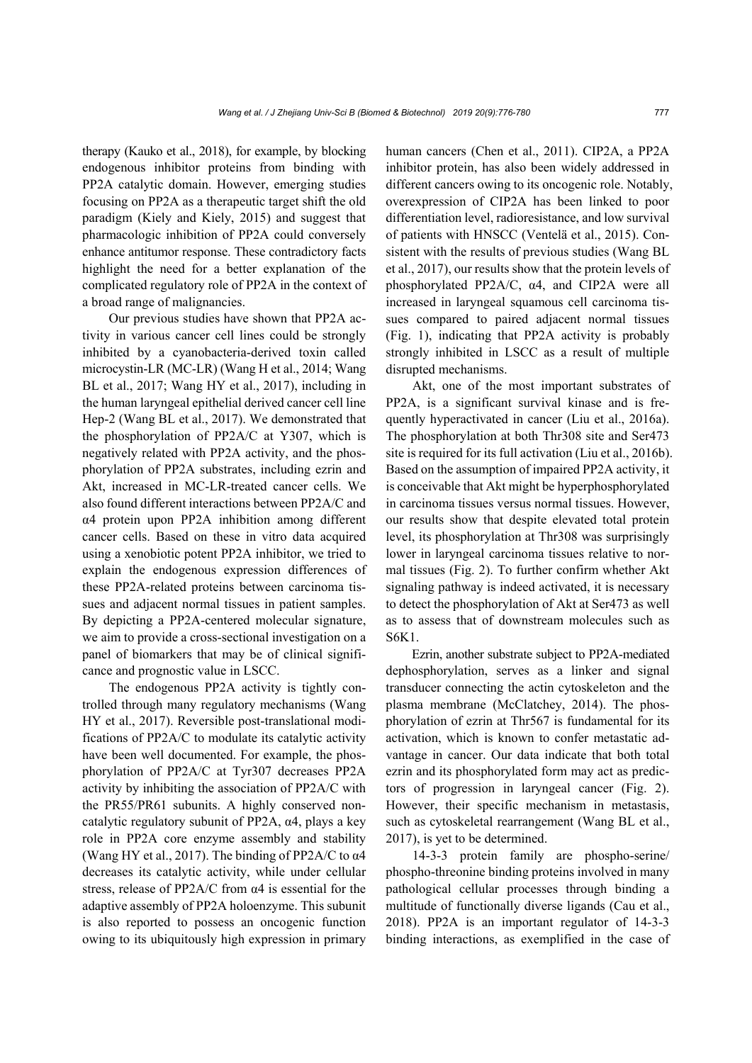therapy (Kauko et al., 2018), for example, by blocking endogenous inhibitor proteins from binding with PP2A catalytic domain. However, emerging studies focusing on PP2A as a therapeutic target shift the old paradigm (Kiely and Kiely, 2015) and suggest that pharmacologic inhibition of PP2A could conversely enhance antitumor response. These contradictory facts highlight the need for a better explanation of the complicated regulatory role of PP2A in the context of a broad range of malignancies.

Our previous studies have shown that PP2A activity in various cancer cell lines could be strongly inhibited by a cyanobacteria-derived toxin called microcystin-LR (MC-LR) (Wang H et al., 2014; Wang BL et al., 2017; Wang HY et al., 2017), including in the human laryngeal epithelial derived cancer cell line Hep-2 (Wang BL et al., 2017). We demonstrated that the phosphorylation of PP2A/C at Y307, which is negatively related with PP2A activity, and the phosphorylation of PP2A substrates, including ezrin and Akt, increased in MC-LR-treated cancer cells. We also found different interactions between PP2A/C and α4 protein upon PP2A inhibition among different cancer cells. Based on these in vitro data acquired using a xenobiotic potent PP2A inhibitor, we tried to explain the endogenous expression differences of these PP2A-related proteins between carcinoma tissues and adjacent normal tissues in patient samples. By depicting a PP2A-centered molecular signature, we aim to provide a cross-sectional investigation on a panel of biomarkers that may be of clinical significance and prognostic value in LSCC.

The endogenous PP2A activity is tightly controlled through many regulatory mechanisms (Wang HY et al., 2017). Reversible post-translational modifications of PP2A/C to modulate its catalytic activity have been well documented. For example, the phosphorylation of PP2A/C at Tyr307 decreases PP2A activity by inhibiting the association of PP2A/C with the PR55/PR61 subunits. A highly conserved non-catalytic regulatory subunit of PP2A, α4, plays a key role in PP2A core enzyme assembly and stability (Wang HY et al., 2017). The binding of PP2A/C to α4 decreases its catalytic activity, while under cellular stress, release of PP2A/C from α4 is essential for the adaptive assembly of PP2A holoenzyme. This subunit is also reported to possess an oncogenic function owing to its ubiquitously high expression in primary human cancers (Chen et al., 2011). CIP2A, a PP2A inhibitor protein, has also been widely addressed in different cancers owing to its oncogenic role. Notably, overexpression of CIP2A has been linked to poor differentiation level, radioresistance, and low survival of patients with HNSCC (Ventelä et al., 2015). Consistent with the results of previous studies (Wang BL et al., 2017), our results show that the protein levels of phosphorylated PP2A/C, α4, and CIP2A were all increased in laryngeal squamous cell carcinoma tissues compared to paired adjacent normal tissues (Fig. 1), indicating that PP2A activity is probably strongly inhibited in LSCC as a result of multiple disrupted mechanisms.

Akt, one of the most important substrates of PP2A, is a significant survival kinase and is frequently hyperactivated in cancer (Liu et al., 2016a). The phosphorylation at both Thr308 site and Ser473 site is required for its full activation (Liu et al., 2016b). Based on the assumption of impaired PP2A activity, it is conceivable that Akt might be hyperphosphorylated in carcinoma tissues versus normal tissues. However, our results show that despite elevated total protein level, its phosphorylation at Thr308 was surprisingly lower in laryngeal carcinoma tissues relative to normal tissues (Fig. 2). To further confirm whether Akt signaling pathway is indeed activated, it is necessary to detect the phosphorylation of Akt at Ser473 as well as to assess that of downstream molecules such as S6K1.

Ezrin, another substrate subject to PP2A-mediated dephosphorylation, serves as a linker and signal transducer connecting the actin cytoskeleton and the plasma membrane (McClatchey, 2014). The phosphorylation of ezrin at Thr567 is fundamental for its activation, which is known to confer metastatic advantage in cancer. Our data indicate that both total ezrin and its phosphorylated form may act as predictors of progression in laryngeal cancer (Fig. 2). However, their specific mechanism in metastasis, such as cytoskeletal rearrangement (Wang BL et al., 2017), is yet to be determined.

14-3-3 protein family are phospho-serine/phospho-threonine binding proteins involved in many pathological cellular processes through binding a multitude of functionally diverse ligands (Cau et al., 2018). PP2A is an important regulator of 14-3-3 binding interactions, as exemplified in the case of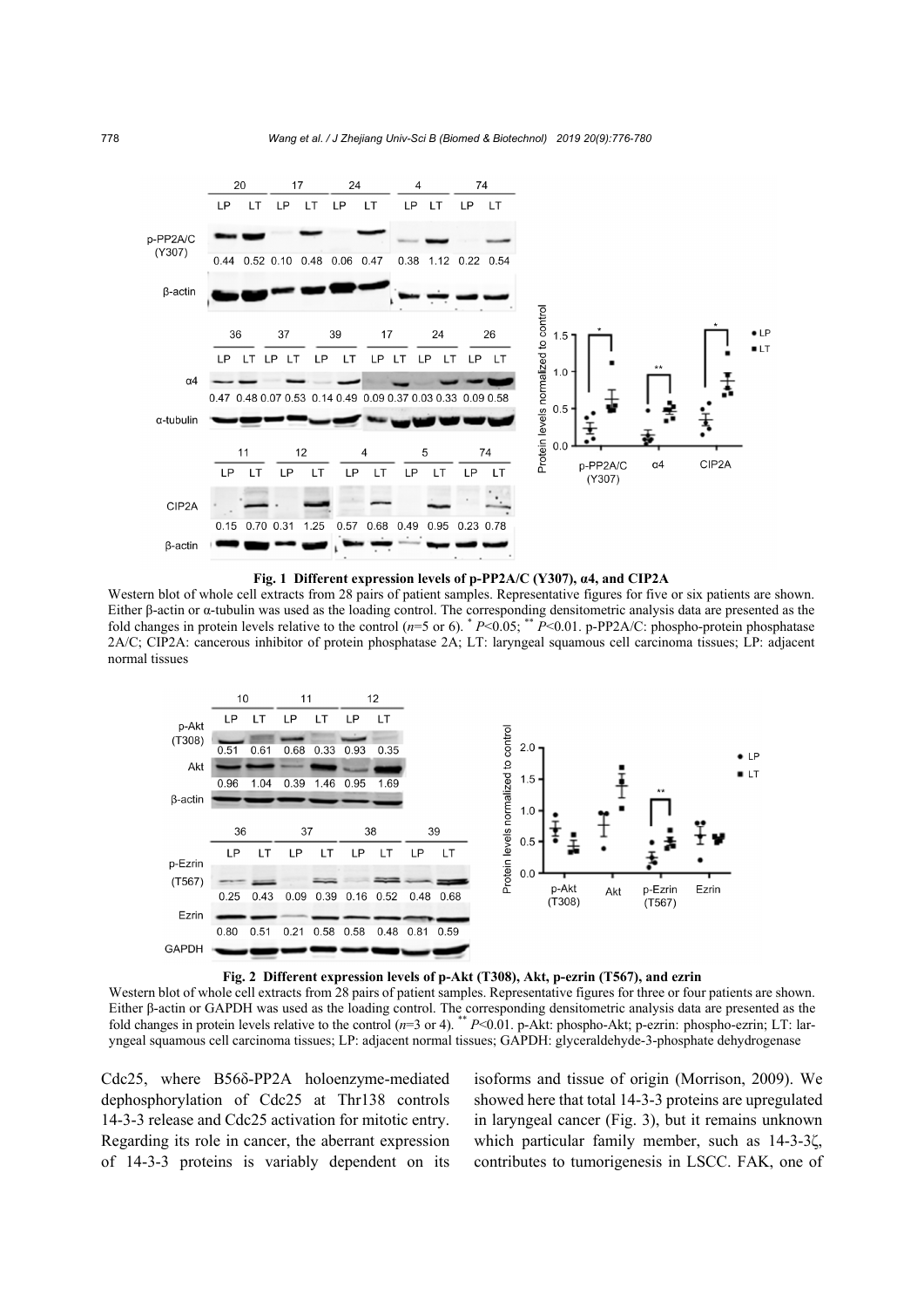**Fig. 1 Different expression levels of p-PP2A/C (Y307), α4, and CIP2A**

Western blot of whole cell extracts from 28 pairs of patient samples. Representative figures for five or six patients are shown. Either β-actin or α-tubulin was used as the loading control. The corresponding densitometric analysis data are presented as the fold changes in protein levels relative to the control ($n$=5 or 6). * $P$<0.05; ** $P$<0.01. p-PP2A/C: phospho-protein phosphatase 2A/C; CIP2A: cancerous inhibitor of protein phosphatase 2A; LT: laryngeal squamous cell carcinoma tissues; LP: adjacent normal tissues

**Fig. 2 Different expression levels of p-Akt (T308), Akt, p-ezrin (T567), and ezrin**

Western blot of whole cell extracts from 28 pairs of patient samples. Representative figures for three or four patients are shown. Either β-actin or GAPDH was used as the loading control. The corresponding densitometric analysis data are presented as the fold changes in protein levels relative to the control ($n$=3 or 4). ** $P$<0.01. p-Akt: phospho-Akt; p-ezrin: phospho-ezrin; LT: laryngeal squamous cell carcinoma tissues; LP: adjacent normal tissues; GAPDH: glyceraldehyde-3-phosphate dehydrogenase

Cdc25, where B56δ-PP2A holoenzyme-mediated dephosphorylation of Cdc25 at Thr138 controls 14-3-3 release and Cdc25 activation for mitotic entry. Regarding its role in cancer, the aberrant expression of 14-3-3 proteins is variably dependent on its isoforms and tissue of origin (Morrison, 2009). We showed here that total 14-3-3 proteins are upregulated in laryngeal cancer (Fig. 3), but it remains unknown which particular family member, such as 14-3-3ζ, contributes to tumorigenesis in LSCC. FAK, one of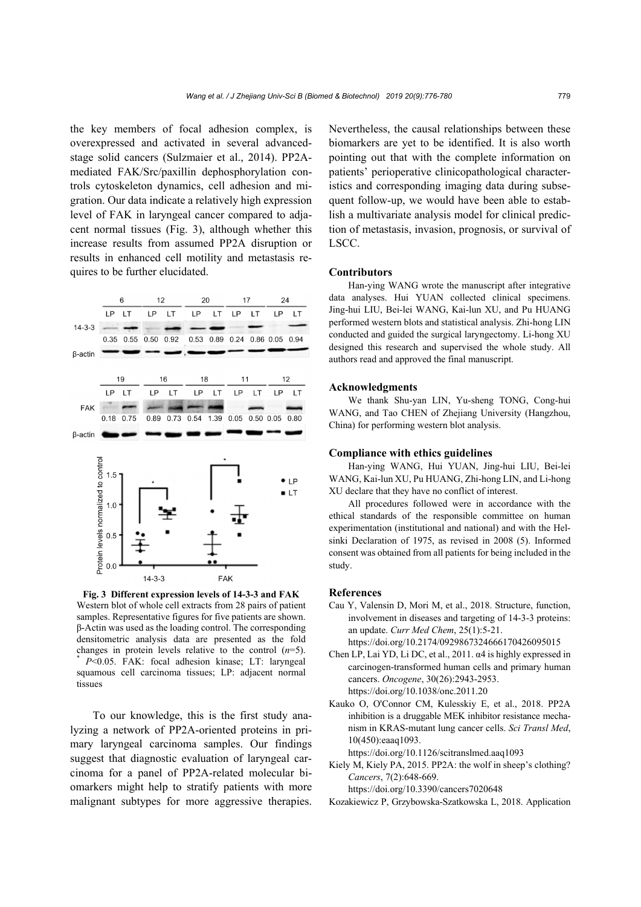the key members of focal adhesion complex, is overexpressed and activated in several advanced-stage solid cancers (Sulzmaier et al., 2014). PP2A-mediated FAK/Src/paxillin dephosphorylation controls cytoskeleton dynamics, cell adhesion and migration. Our data indicate a relatively high expression level of FAK in laryngeal cancer compared to adjacent normal tissues (Fig. 3), although whether this increase results from assumed PP2A disruption or results in enhanced cell motility and metastasis requires to be further elucidated.

6 12 20 17 24
LP LT LP LT LP LT LP LT LP LT
14-3-3
0.35 0.55 0.50 0.92 0.53 0.89 0.24 0.86 0.05 0.94
β-actin

19 16 18 11 12
LP LT LP LT LP LT LP LT LP LT
FAK
0.18 0.75 0.89 0.73 0.54 1.39 0.05 0.50 0.05 0.80
β-actin

Protein levels normalized to control
1.5
1.0
0.5
0.0
*
*
LP
LT
14-3-3
FAK

**Fig. 3 Different expression levels of 14-3-3 and FAK**
Western blot of whole cell extracts from 28 pairs of patient samples. Representative figures for five patients are shown. β-Actin was used as the loading control. The corresponding densitometric analysis data are presented as the fold changes in protein levels relative to the control ($n$=5). * $P$<0.05. FAK: focal adhesion kinase; LT: laryngeal squamous cell carcinoma tissues; LP: adjacent normal tissues

To our knowledge, this is the first study analyzing a network of PP2A-oriented proteins in primary laryngeal carcinoma samples. Our findings suggest that diagnostic evaluation of laryngeal carcinoma for a panel of PP2A-related molecular biomarkers might help to stratify patients with more malignant subtypes for more aggressive therapies. Nevertheless, the causal relationships between these biomarkers are yet to be identified. It is also worth pointing out that with the complete information on patients' perioperative clinicopathological characteristics and corresponding imaging data during subsequent follow-up, we would have been able to establish a multivariate analysis model for clinical prediction of metastasis, invasion, prognosis, or survival of LSCC.

## Contributors

Han-ying WANG wrote the manuscript after integrative data analyses. Hui YUAN collected clinical specimens. Jing-hui LIU, Bei-lei WANG, Kai-lun XU, and Pu HUANG performed western blots and statistical analysis. Zhi-hong LIN conducted and guided the surgical laryngectomy. Li-hong XU designed this research and supervised the whole study. All authors read and approved the final manuscript.

## Acknowledgments

We thank Shu-yan LIN, Yu-sheng TONG, Cong-hui WANG, and Tao CHEN of Zhejiang University (Hangzhou, China) for performing western blot analysis.

## Compliance with ethics guidelines

Han-ying WANG, Hui YUAN, Jing-hui LIU, Bei-lei WANG, Kai-lun XU, Pu HUANG, Zhi-hong LIN, and Li-hong XU declare that they have no conflict of interest.

All procedures followed were in accordance with the ethical standards of the responsible committee on human experimentation (institutional and national) and with the Helsinki Declaration of 1975, as revised in 2008 (5). Informed consent was obtained from all patients for being included in the study.

## References

Cau Y, Valensin D, Mori M, et al., 2018. Structure, function, involvement in diseases and targeting of 14-3-3 proteins: an update. *Curr Med Chem*, 25(1):5-21. https://doi.org/10.2174/0929867324666170426095015

Chen LP, Lai YD, Li DC, et al., 2011. α4 is highly expressed in carcinogen-transformed human cells and primary human cancers. *Oncogene*, 30(26):2943-2953. https://doi.org/10.1038/onc.2011.20

Kauko O, O'Connor CM, Kulesskiy E, et al., 2018. PP2A inhibition is a druggable MEK inhibitor resistance mechanism in KRAS-mutant lung cancer cells. *Sci Transl Med*, 10(450):eaaq1093. https://doi.org/10.1126/scitranslmed.aaq1093

Kiely M, Kiely PA, 2015. PP2A: the wolf in sheep's clothing? *Cancers*, 7(2):648-669. https://doi.org/10.3390/cancers7020648

Kozakiewicz P, Grzybowska-Szatkowska L, 2018. Application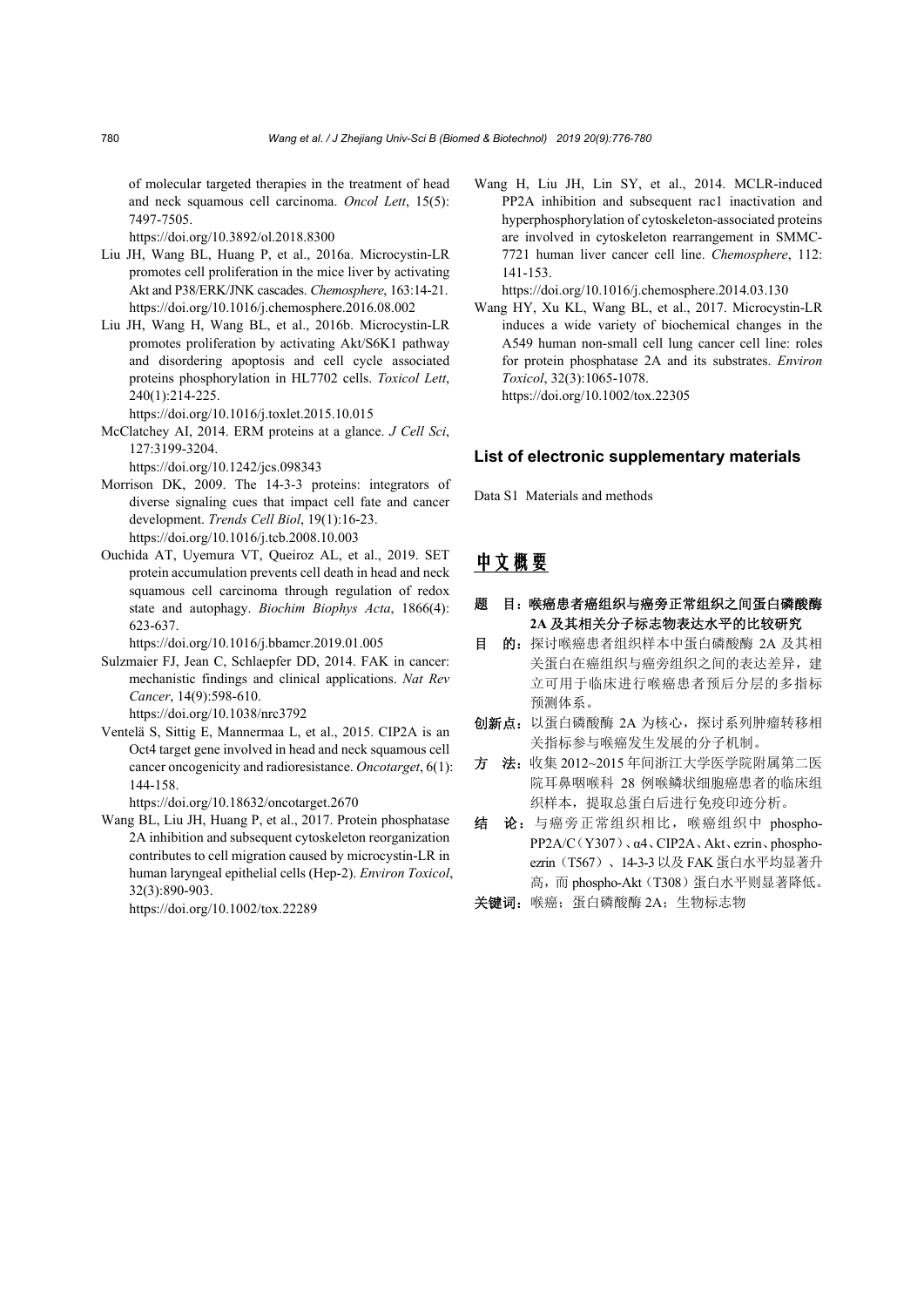of molecular targeted therapies in the treatment of head and neck squamous cell carcinoma. *Oncol Lett*, 15(5): 7497-7505.
https://doi.org/10.3892/ol.2018.8300

Liu JH, Wang BL, Huang P, et al., 2016a. Microcystin-LR promotes cell proliferation in the mice liver by activating Akt and P38/ERK/JNK cascades. *Chemosphere*, 163:14-21.
https://doi.org/10.1016/j.chemosphere.2016.08.002

Liu JH, Wang H, Wang BL, et al., 2016b. Microcystin-LR promotes proliferation by activating Akt/S6K1 pathway and disordering apoptosis and cell cycle associated proteins phosphorylation in HL7702 cells. *Toxicol Lett*, 240(1):214-225.
https://doi.org/10.1016/j.toxlet.2015.10.015

McClatchey AI, 2014. ERM proteins at a glance. *J Cell Sci*, 127:3199-3204.
https://doi.org/10.1242/jcs.098343

Morrison DK, 2009. The 14-3-3 proteins: integrators of diverse signaling cues that impact cell fate and cancer development. *Trends Cell Biol*, 19(1):16-23.
https://doi.org/10.1016/j.tcb.2008.10.003

Ouchida AT, Uyemura VT, Queiroz AL, et al., 2019. SET protein accumulation prevents cell death in head and neck squamous cell carcinoma through regulation of redox state and autophagy. *Biochim Biophys Acta*, 1866(4): 623-637.
https://doi.org/10.1016/j.bbamcr.2019.01.005

Sulzmaier FJ, Jean C, Schlaepfer DD, 2014. FAK in cancer: mechanistic findings and clinical applications. *Nat Rev Cancer*, 14(9):598-610.
https://doi.org/10.1038/nrc3792

Ventelä S, Sittig E, Mannermaa L, et al., 2015. CIP2A is an Oct4 target gene involved in head and neck squamous cell cancer oncogenicity and radioresistance. *Oncotarget*, 6(1): 144-158.
https://doi.org/10.18632/oncotarget.2670

Wang BL, Liu JH, Huang P, et al., 2017. Protein phosphatase 2A inhibition and subsequent cytoskeleton reorganization contributes to cell migration caused by microcystin-LR in human laryngeal epithelial cells (Hep-2). *Environ Toxicol*, 32(3):890-903.
https://doi.org/10.1002/tox.22289

Wang H, Liu JH, Lin SY, et al., 2014. MCLR-induced PP2A inhibition and subsequent rac1 inactivation and hyperphosphorylation of cytoskeleton-associated proteins are involved in cytoskeleton rearrangement in SMMC-7721 human liver cancer cell line. *Chemosphere*, 112: 141-153.
https://doi.org/10.1016/j.chemosphere.2014.03.130

Wang HY, Xu KL, Wang BL, et al., 2017. Microcystin-LR induces a wide variety of biochemical changes in the A549 human non-small cell lung cancer cell line: roles for protein phosphatase 2A and its substrates. *Environ Toxicol*, 32(3):1065-1078.
https://doi.org/10.1002/tox.22305

## List of electronic supplementary materials

Data S1 Materials and methods

## 中文概要

**题　目：喉癌患者癌组织与癌旁正常组织之间蛋白磷酸酶 2A 及其相关分子标志物表达水平的比较研究**

**目　的：**探讨喉癌患者组织样本中蛋白磷酸酶 2A 及其相关蛋白在癌组织与癌旁组织之间的表达差异，建立可用于临床进行喉癌患者预后分层的多指标预测体系。

**创新点：**以蛋白磷酸酶 2A 为核心，探讨系列肿瘤转移相关指标参与喉癌发生发展的分子机制。

**方　法：**收集 2012~2015 年间浙江大学医学院附属第二医院耳鼻咽喉科 28 例喉鳞状细胞癌患者的临床组织样本，提取总蛋白后进行免疫印迹分析。

**结　论：**与癌旁正常组织相比，喉癌组织中 phospho-PP2A/C（Y307）、α4、CIP2A、Akt、ezrin、phospho-ezrin（T567）、14-3-3 以及 FAK 蛋白水平均显著升高，而 phospho-Akt（T308）蛋白水平则显著降低。

**关键词：**喉癌；蛋白磷酸酶 2A；生物标志物